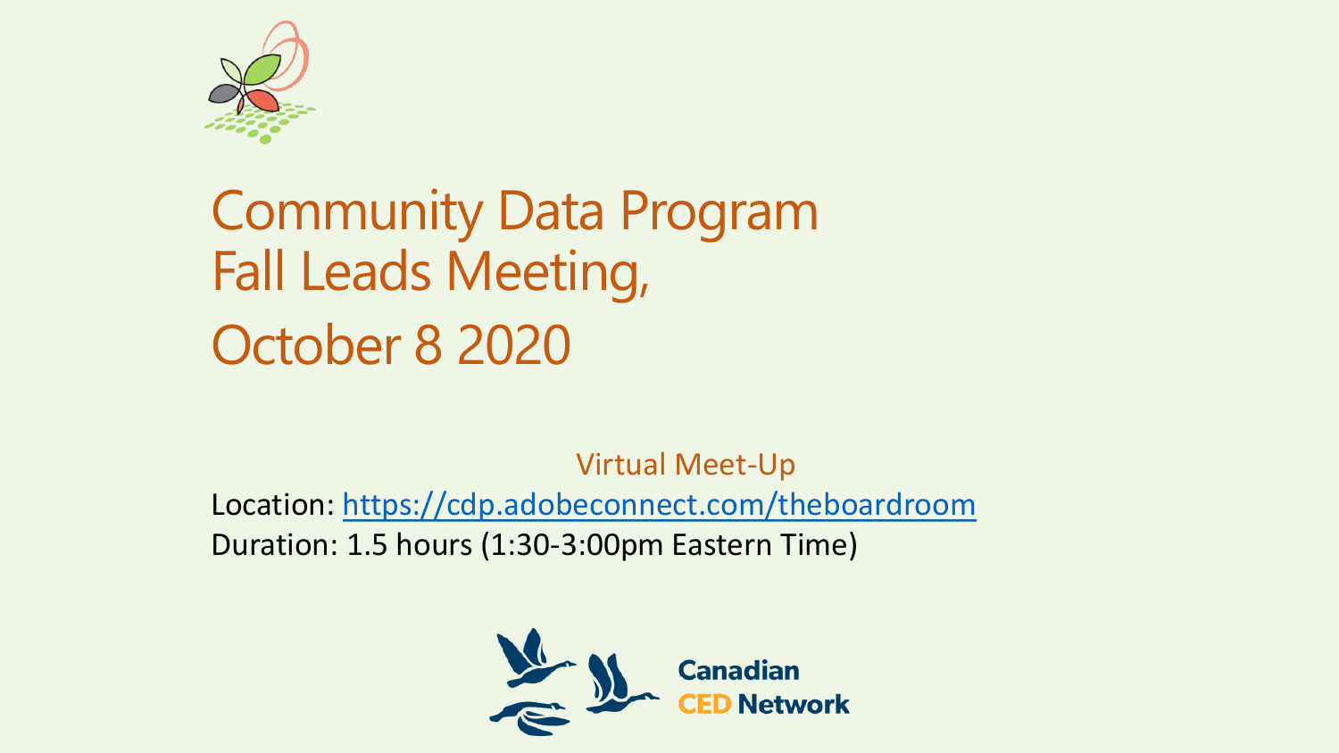# Community Data Program Fall Leads Meeting, October 8 2020

Virtual Meet-Up

Location: https://cdp.adobeconnect.com/theboardroom

Duration: 1.5 hours (1:30-3:00pm Eastern Time)

Canadian CED Network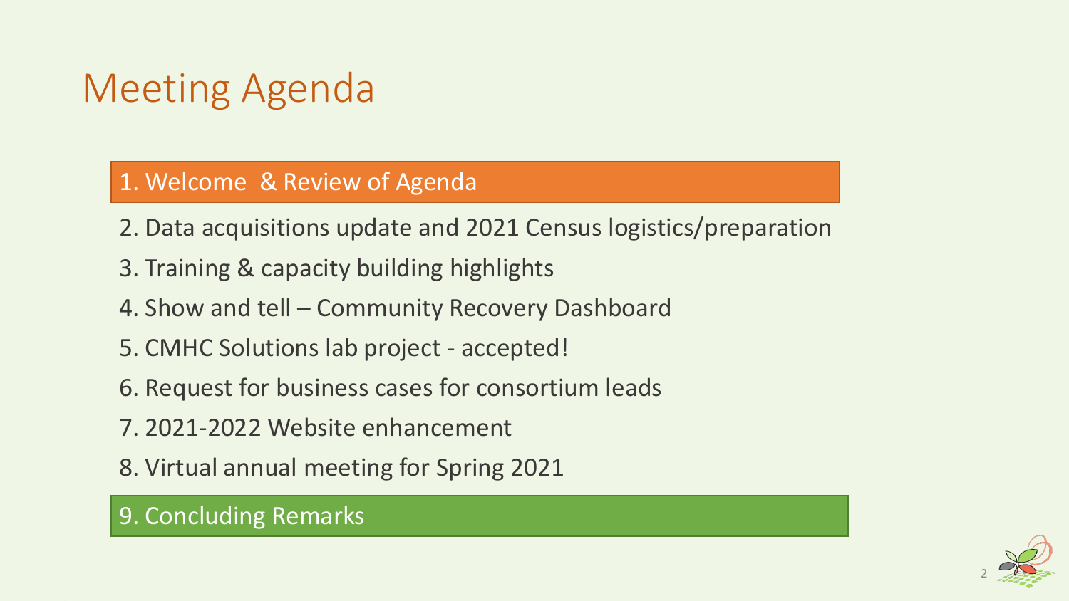# Meeting Agenda

1. Welcome & Review of Agenda
2. Data acquisitions update and 2021 Census logistics/preparation
3. Training & capacity building highlights
4. Show and tell – Community Recovery Dashboard
5. CMHC Solutions lab project - accepted!
6. Request for business cases for consortium leads
7. 2021-2022 Website enhancement
8. Virtual annual meeting for Spring 2021
9. Concluding Remarks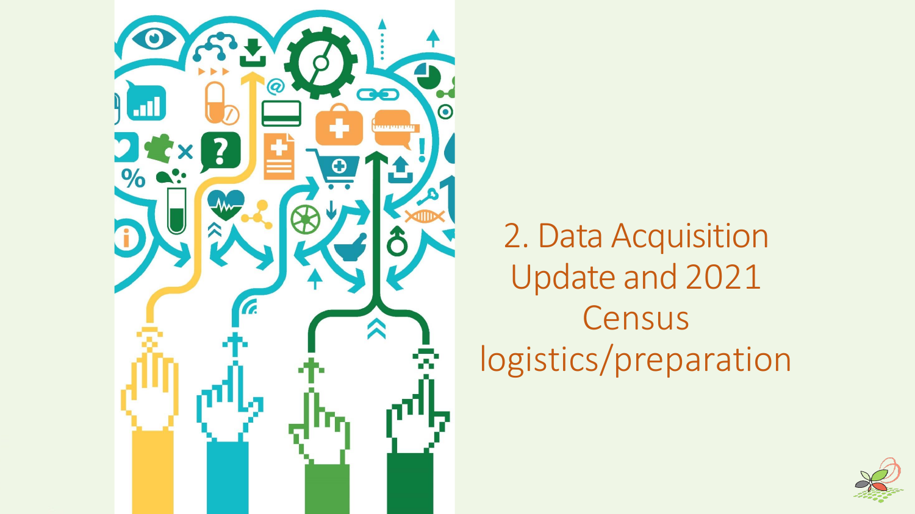# 2. Data Acquisition Update and 2021 Census logistics/preparation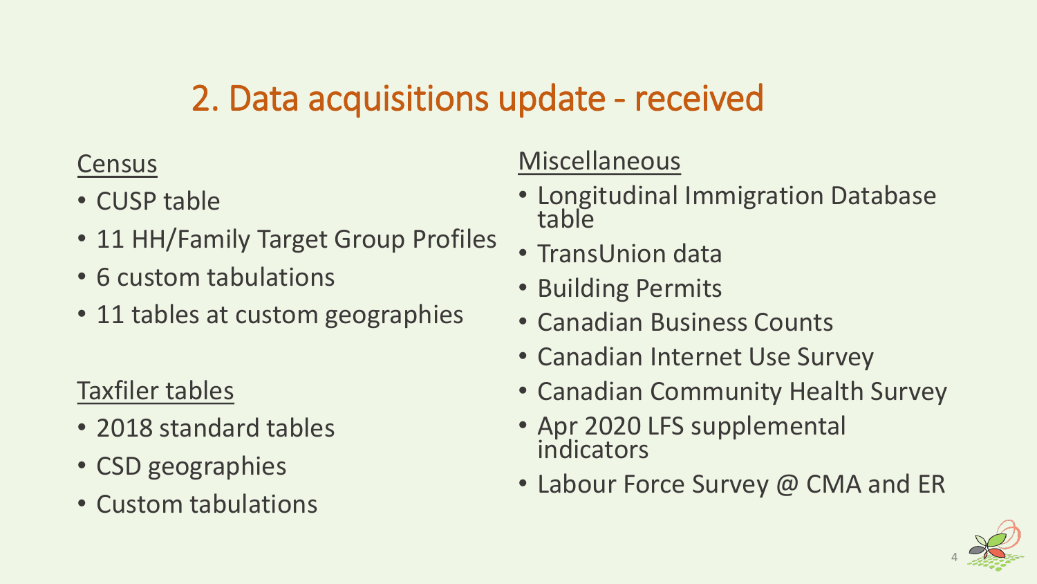# 2. Data acquisitions update - received

Census

- CUSP table
- 11 HH/Family Target Group Profiles
- 6 custom tabulations
- 11 tables at custom geographies

Taxfiler tables

- 2018 standard tables
- CSD geographies
- Custom tabulations

Miscellaneous

- Longitudinal Immigration Database table
- TransUnion data
- Building Permits
- Canadian Business Counts
- Canadian Internet Use Survey
- Canadian Community Health Survey
- Apr 2020 LFS supplemental indicators
- Labour Force Survey @ CMA and ER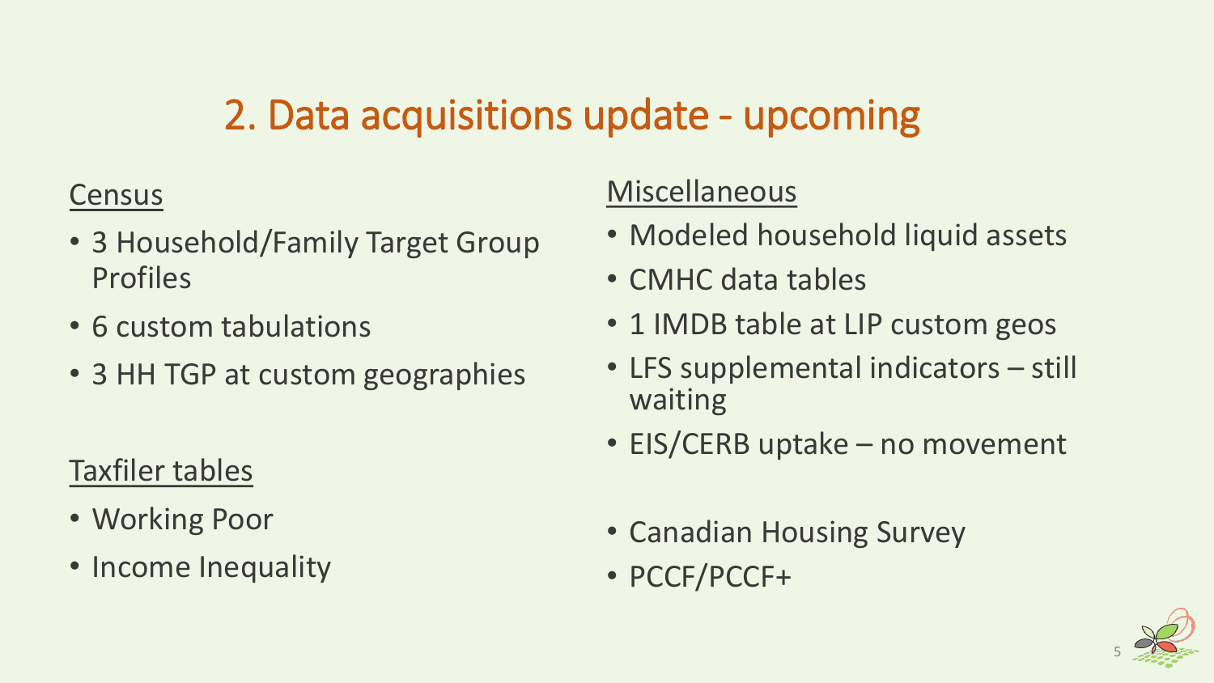# 2. Data acquisitions update - upcoming

Census

- 3 Household/Family Target Group Profiles
- 6 custom tabulations
- 3 HH TGP at custom geographies

Taxfiler tables

- Working Poor
- Income Inequality

Miscellaneous

- Modeled household liquid assets
- CMHC data tables
- 1 IMDB table at LIP custom geos
- LFS supplemental indicators – still waiting
- EIS/CERB uptake – no movement

- Canadian Housing Survey
- PCCF/PCCF+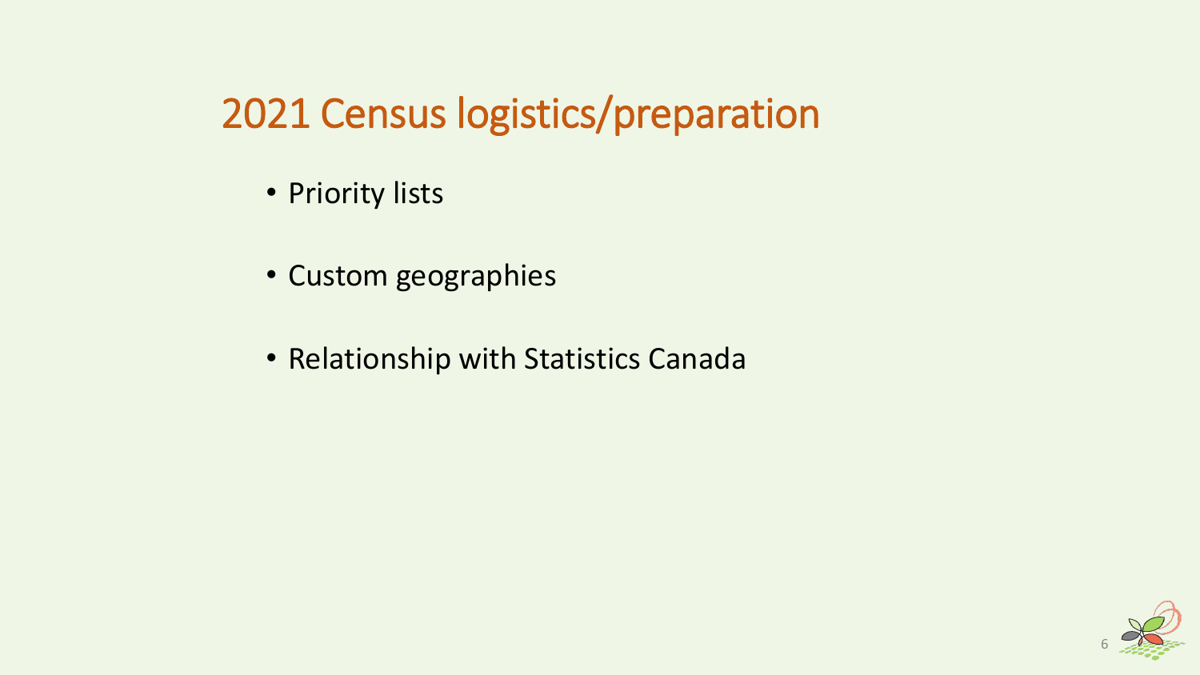# 2021 Census logistics/preparation

- Priority lists
- Custom geographies
- Relationship with Statistics Canada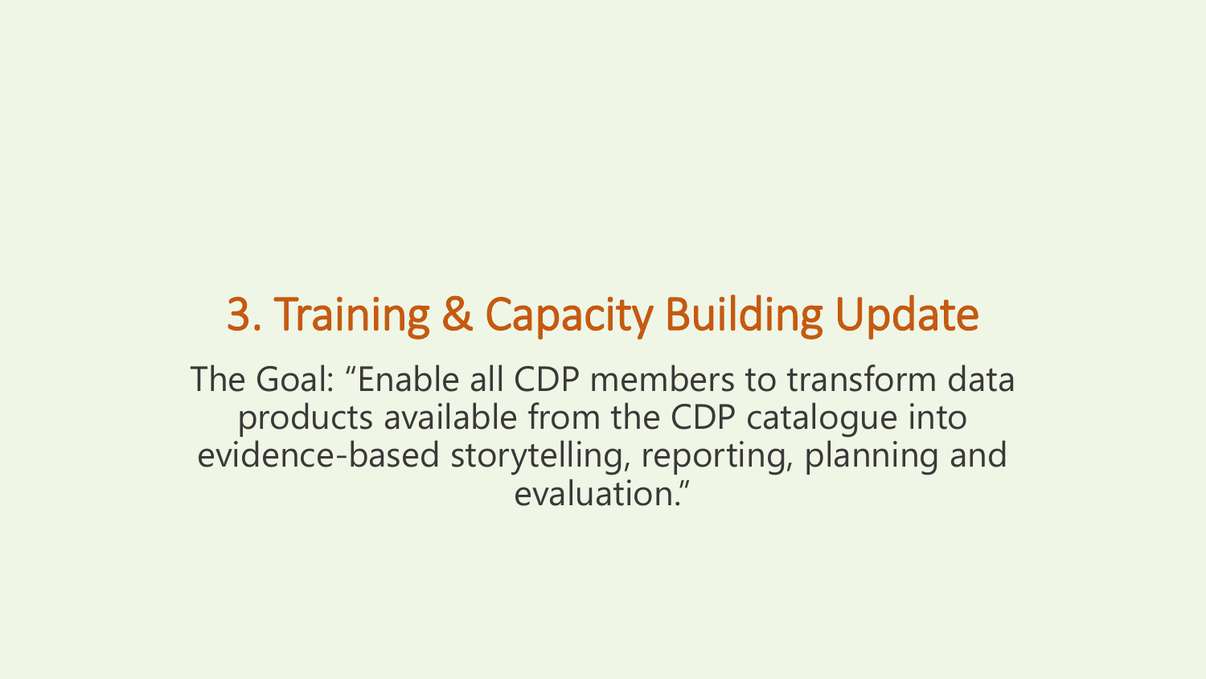# 3. Training & Capacity Building Update

The Goal: “Enable all CDP members to transform data products available from the CDP catalogue into evidence-based storytelling, reporting, planning and evaluation.”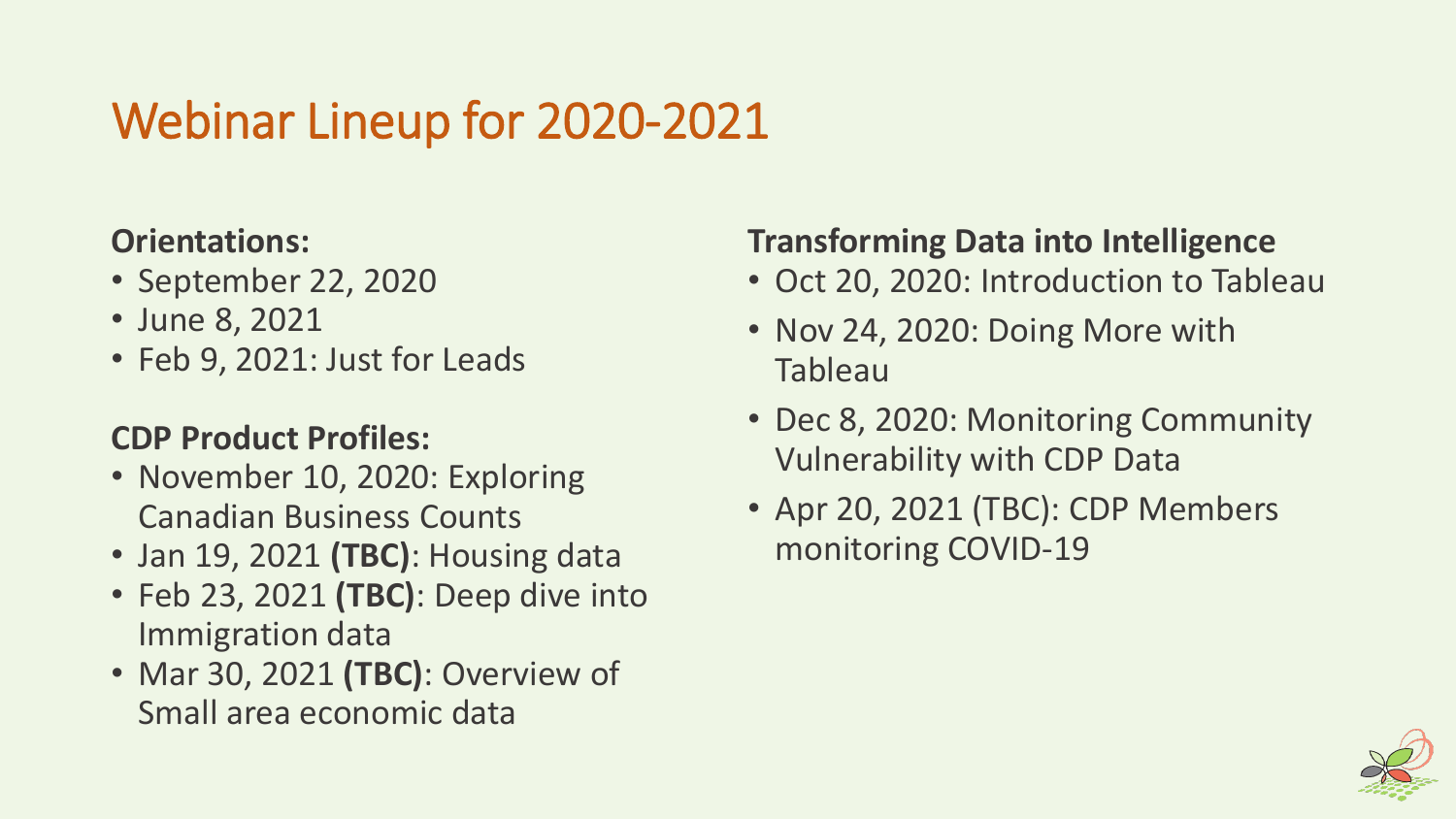# Webinar Lineup for 2020-2021

**Orientations:**

- September 22, 2020
- June 8, 2021
- Feb 9, 2021: Just for Leads

**CDP Product Profiles:**

- November 10, 2020: Exploring Canadian Business Counts
- Jan 19, 2021 **(TBC)**: Housing data
- Feb 23, 2021 **(TBC)**: Deep dive into Immigration data
- Mar 30, 2021 **(TBC)**: Overview of Small area economic data

**Transforming Data into Intelligence**

- Oct 20, 2020: Introduction to Tableau
- Nov 24, 2020: Doing More with Tableau
- Dec 8, 2020: Monitoring Community Vulnerability with CDP Data
- Apr 20, 2021 (TBC): CDP Members monitoring COVID-19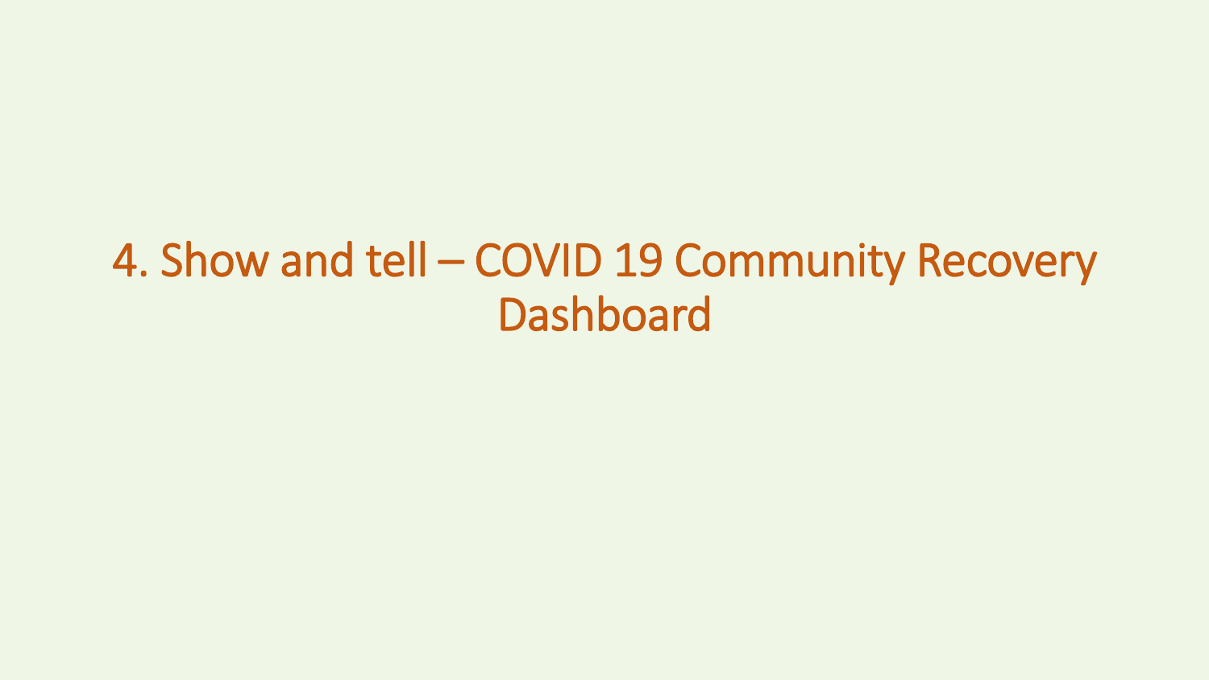# 4. Show and tell – COVID 19 Community Recovery Dashboard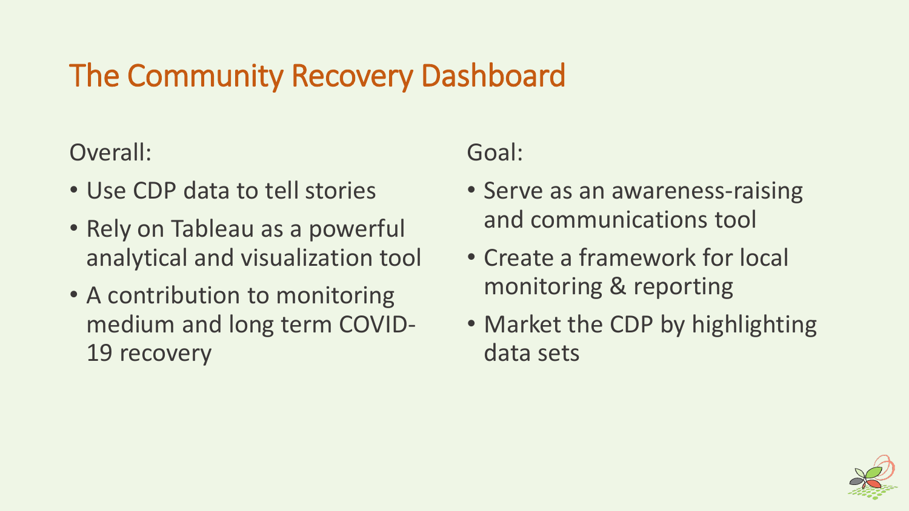# The Community Recovery Dashboard

Overall:

- Use CDP data to tell stories
- Rely on Tableau as a powerful analytical and visualization tool
- A contribution to monitoring medium and long term COVID-19 recovery

Goal:

- Serve as an awareness-raising and communications tool
- Create a framework for local monitoring & reporting
- Market the CDP by highlighting data sets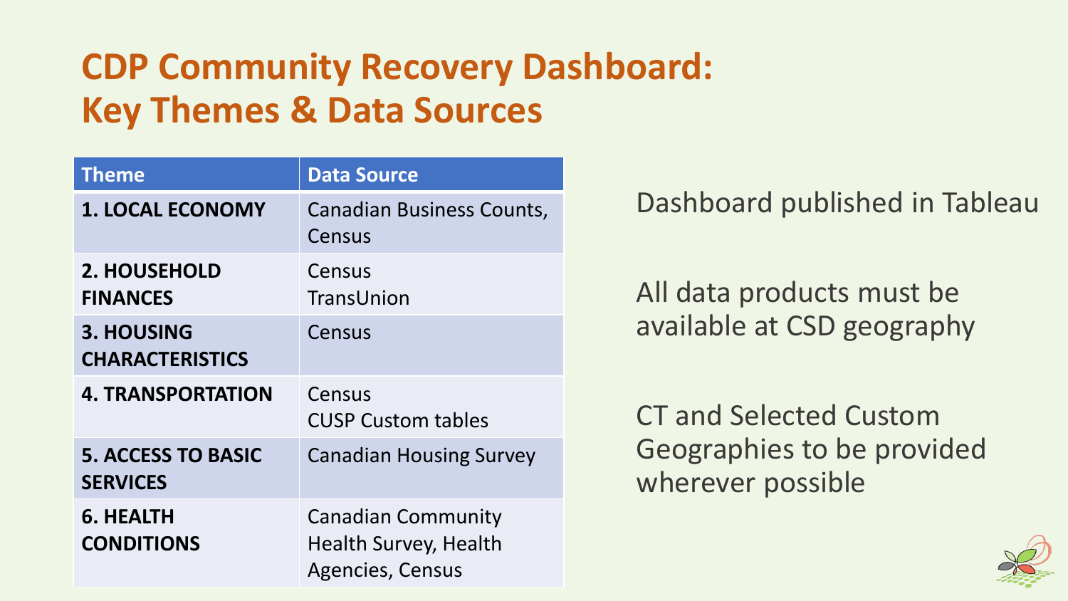# CDP Community Recovery Dashboard: Key Themes & Data Sources

| Theme | Data Source |
| --- | --- |
| **1. LOCAL ECONOMY** | Canadian Business Counts, Census |
| **2. HOUSEHOLD FINANCES** | Census<br>TransUnion |
| **3. HOUSING CHARACTERISTICS** | Census |
| **4. TRANSPORTATION** | Census<br>CUSP Custom tables |
| **5. ACCESS TO BASIC SERVICES** | Canadian Housing Survey |
| **6. HEALTH CONDITIONS** | Canadian Community Health Survey, Health Agencies, Census |

Dashboard published in Tableau

All data products must be available at CSD geography

CT and Selected Custom Geographies to be provided wherever possible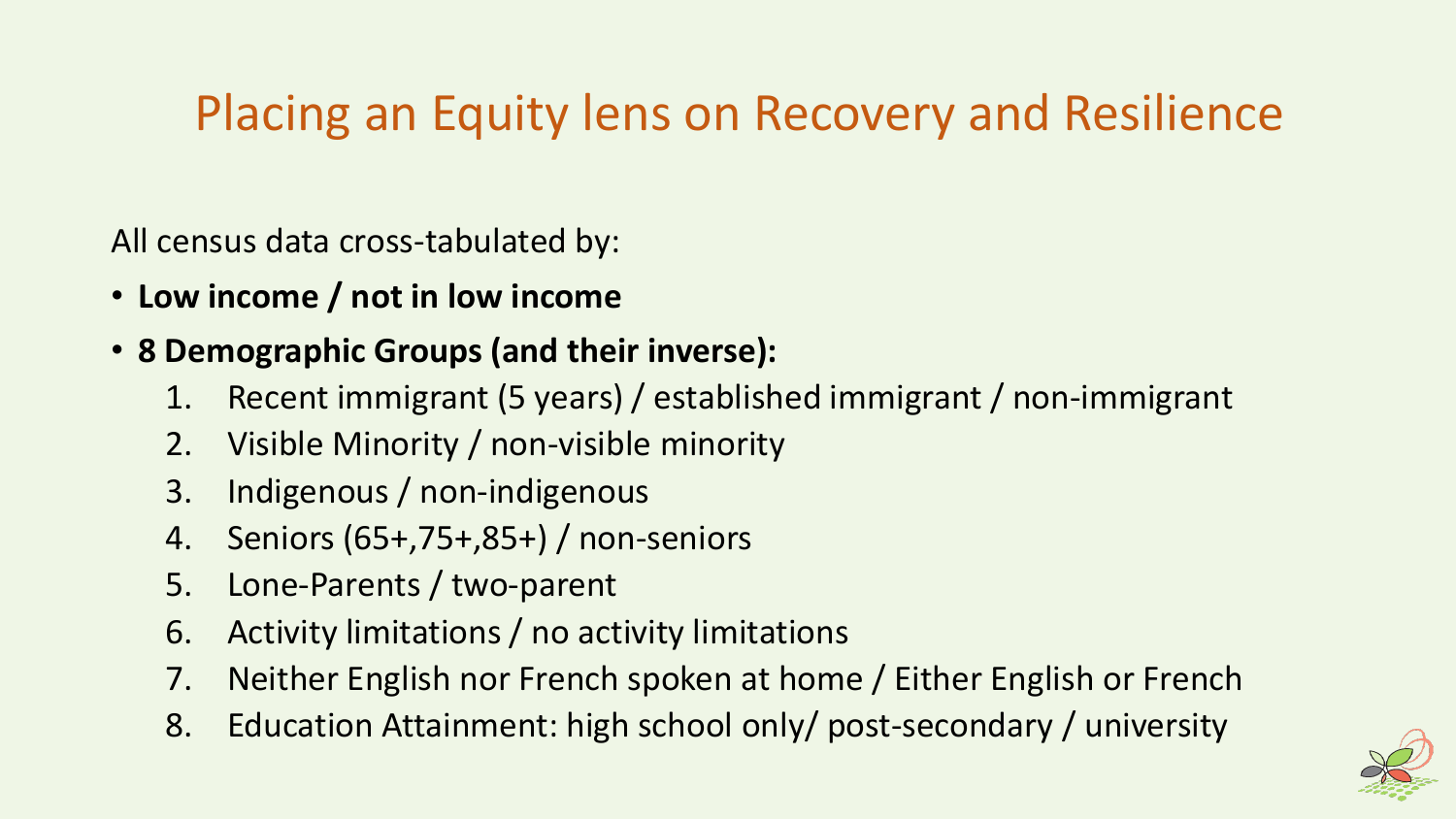# Placing an Equity lens on Recovery and Resilience

All census data cross-tabulated by:

- **Low income / not in low income**
- **8 Demographic Groups (and their inverse):**
  1. Recent immigrant (5 years) / established immigrant / non-immigrant
  2. Visible Minority / non-visible minority
  3. Indigenous / non-indigenous
  4. Seniors (65+,75+,85+) / non-seniors
  5. Lone-Parents / two-parent
  6. Activity limitations / no activity limitations
  7. Neither English nor French spoken at home / Either English or French
  8. Education Attainment: high school only/ post-secondary / university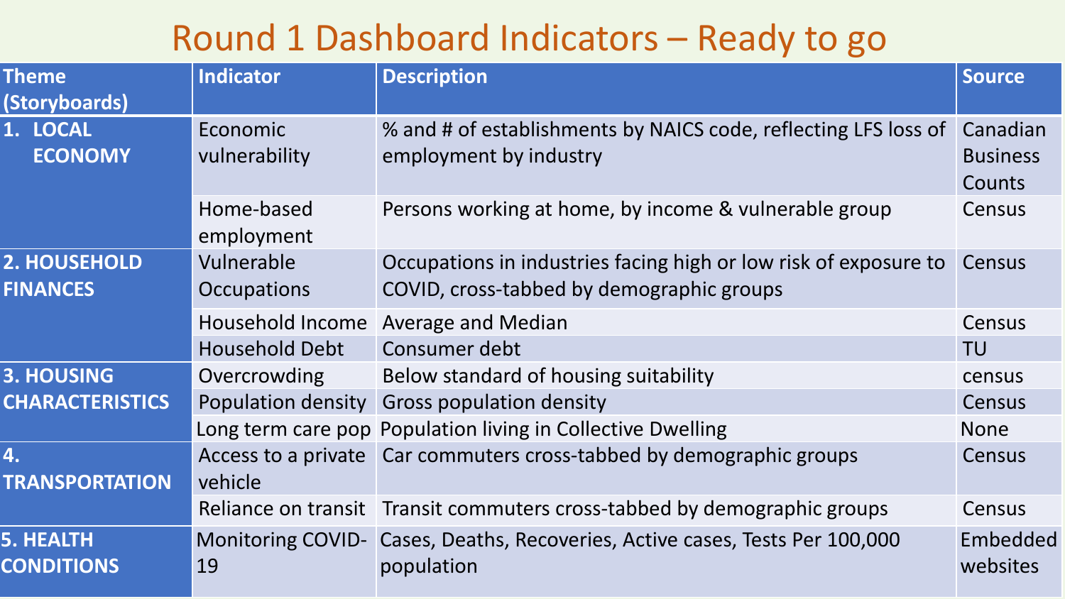# Round 1 Dashboard Indicators – Ready to go

| Theme (Storyboards) | Indicator | Description | Source |
|---|---|---|---|
| 1. LOCAL ECONOMY | Economic vulnerability | % and # of establishments by NAICS code, reflecting LFS loss of employment by industry | Canadian Business Counts |
| | Home-based employment | Persons working at home, by income & vulnerable group | Census |
| 2. HOUSEHOLD FINANCES | Vulnerable Occupations | Occupations in industries facing high or low risk of exposure to COVID, cross-tabbed by demographic groups | Census |
| | Household Income | Average and Median | Census |
| | Household Debt | Consumer debt | TU |
| 3. HOUSING CHARACTERISTICS | Overcrowding | Below standard of housing suitability | census |
| | Population density | Gross population density | Census |
| | Long term care pop | Population living in Collective Dwelling | None |
| 4. TRANSPORTATION | Access to a private vehicle | Car commuters cross-tabbed by demographic groups | Census |
| | Reliance on transit | Transit commuters cross-tabbed by demographic groups | Census |
| 5. HEALTH CONDITIONS | Monitoring COVID-19 | Cases, Deaths, Recoveries, Active cases, Tests Per 100,000 population | Embedded websites |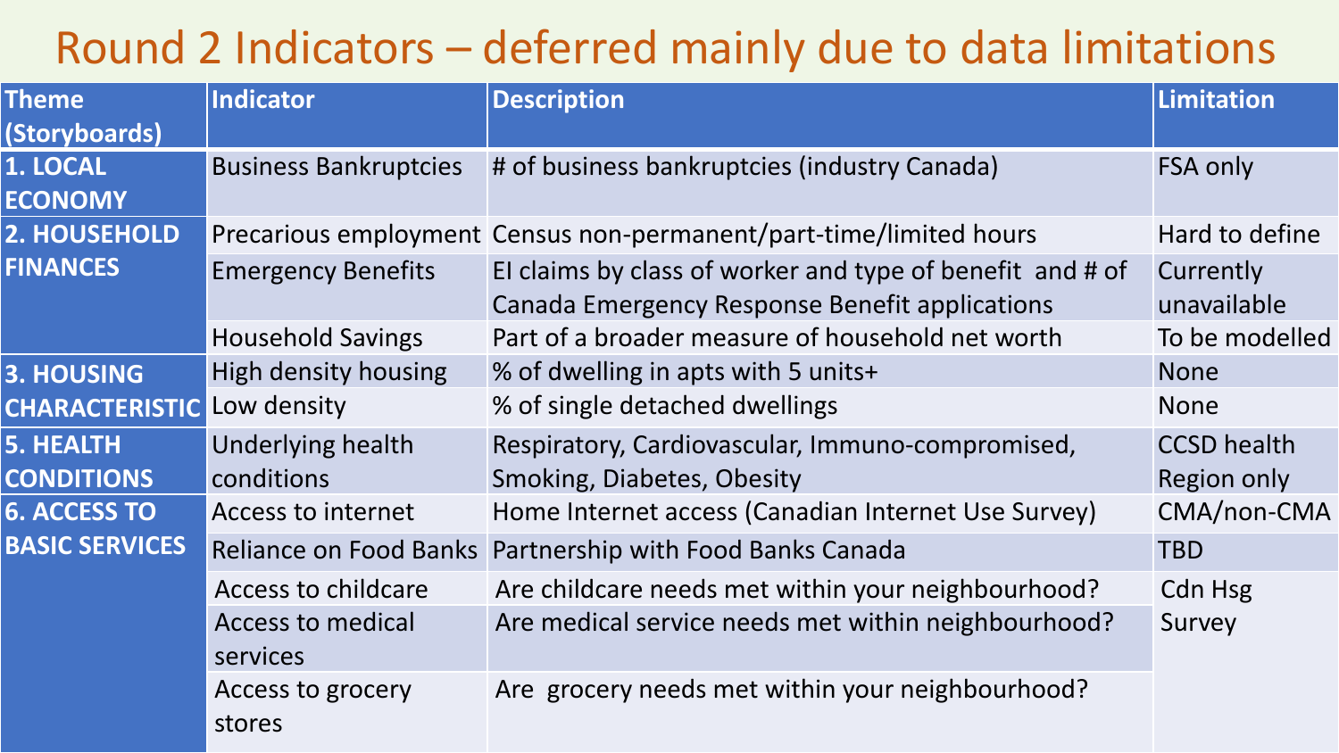# Round 2 Indicators – deferred mainly due to data limitations

| Theme (Storyboards) | Indicator | Description | Limitation |
|---|---|---|---|
| **1. LOCAL ECONOMY** | Business Bankruptcies | # of business bankruptcies (industry Canada) | FSA only |
| **2. HOUSEHOLD FINANCES** | Precarious employment | Census non-permanent/part-time/limited hours | Hard to define |
| | Emergency Benefits | EI claims by class of worker and type of benefit and # of Canada Emergency Response Benefit applications | Currently unavailable |
| | Household Savings | Part of a broader measure of household net worth | To be modelled |
| **3. HOUSING CHARACTERISTIC** | High density housing | % of dwelling in apts with 5 units+ | None |
| | Low density | % of single detached dwellings | None |
| **5. HEALTH CONDITIONS** | Underlying health conditions | Respiratory, Cardiovascular, Immuno-compromised, Smoking, Diabetes, Obesity | CCSD health Region only |
| **6. ACCESS TO BASIC SERVICES** | Access to internet | Home Internet access (Canadian Internet Use Survey) | CMA/non-CMA |
| | Reliance on Food Banks | Partnership with Food Banks Canada | TBD |
| | Access to childcare | Are childcare needs met within your neighbourhood? | Cdn Hsg Survey |
| | Access to medical services | Are medical service needs met within neighbourhood? | |
| | Access to grocery stores | Are grocery needs met within your neighbourhood? | |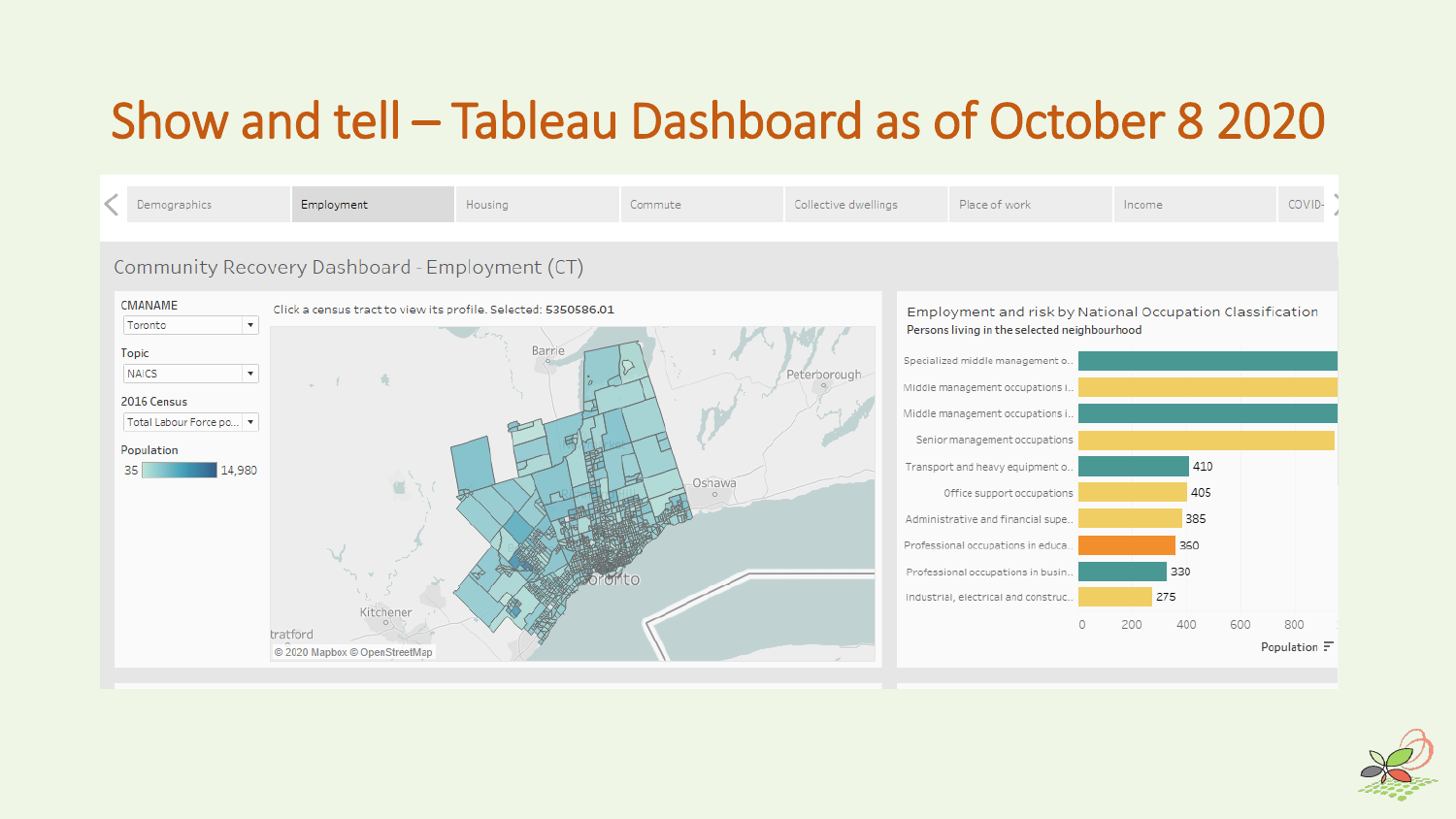# Show and tell – Tableau Dashboard as of October 8 2020

Demographics | Employment | Housing | Commute | Collective dwellings | Place of work | Income | COVID-

## Community Recovery Dashboard - Employment (CT)

CMANAME: Toronto

Topic: NAICS

2016 Census: Total Labour Force po...

Population: 35 – 14,980

Click a census tract to view its profile. Selected: **5350586.01**

Barrie, Peterborough, Oshawa, Toronto, Kitchener, Stratford

© 2020 Mapbox © OpenStreetMap

### Employment and risk by National Occupation Classification

Persons living in the selected neighbourhood

| Occupation | Population |
|---|---|
| Specialized middle management o.. | |
| Middle management occupations i.. | |
| Middle management occupations i.. | |
| Senior management occupations | |
| Transport and heavy equipment o.. | 410 |
| Office support occupations | 405 |
| Administrative and financial supe.. | 385 |
| Professional occupations in educa.. | 360 |
| Professional occupations in busin.. | 330 |
| Industrial, electrical and construc.. | 275 |

0 200 400 600 800

Population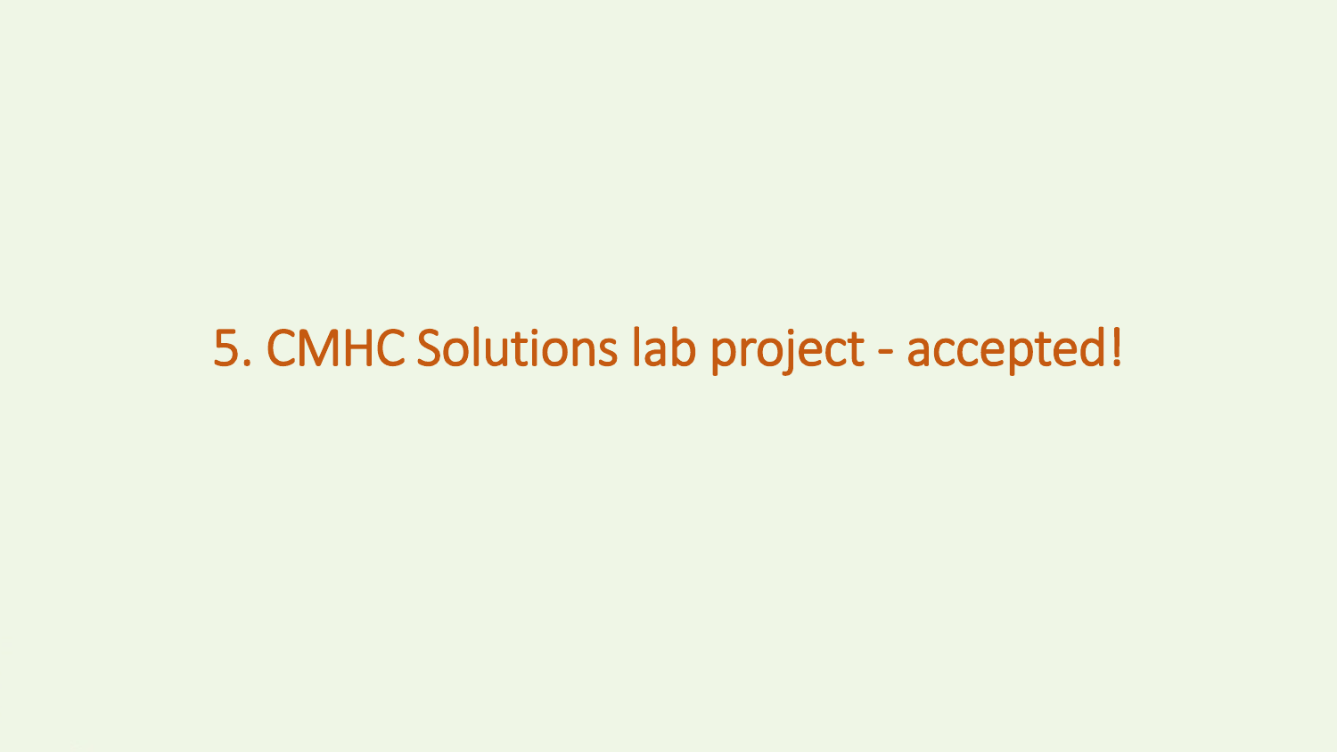# 5. CMHC Solutions lab project - accepted!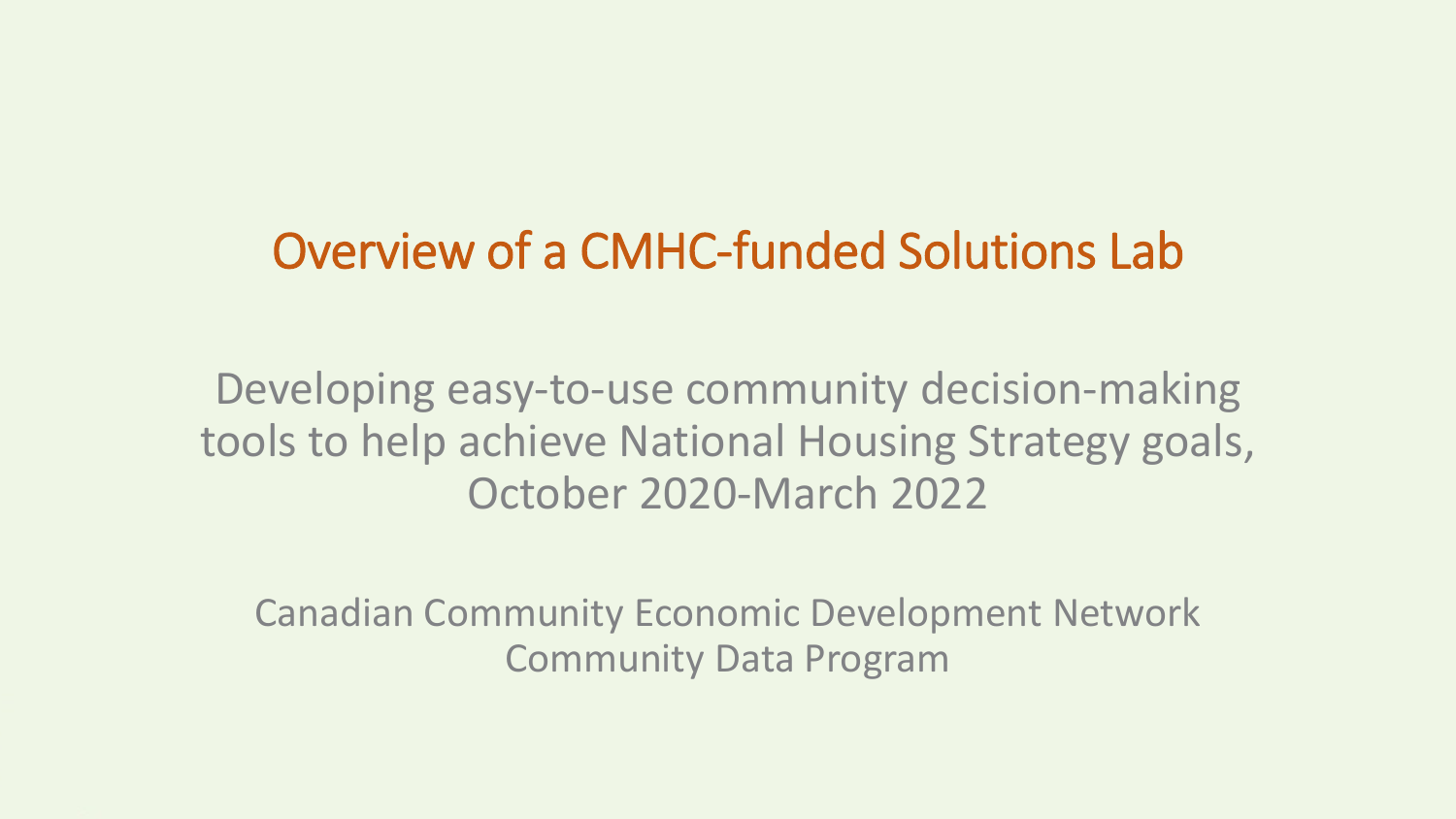# Overview of a CMHC-funded Solutions Lab

Developing easy-to-use community decision-making tools to help achieve National Housing Strategy goals, October 2020-March 2022

Canadian Community Economic Development Network
Community Data Program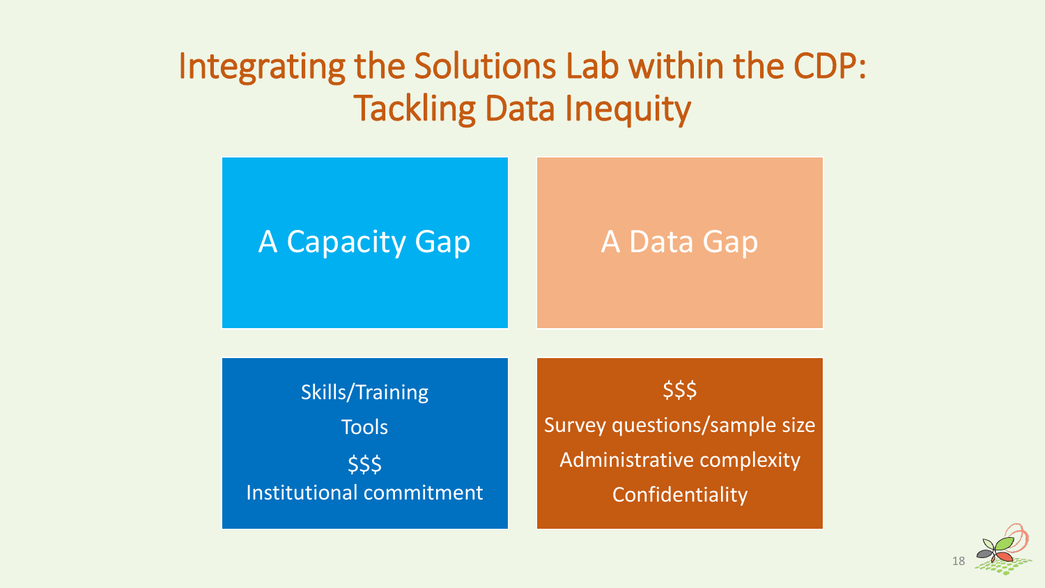# Integrating the Solutions Lab within the CDP: Tackling Data Inequity

## A Capacity Gap

Skills/Training

Tools

$$$

Institutional commitment

## A Data Gap

$$$

Survey questions/sample size

Administrative complexity

Confidentiality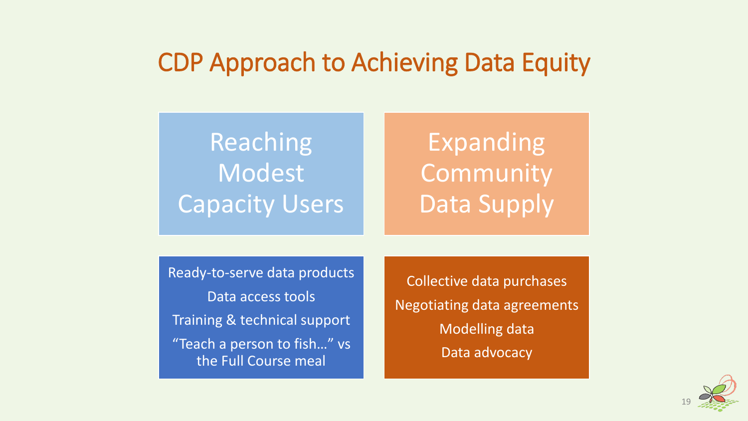# CDP Approach to Achieving Data Equity

## Reaching Modest Capacity Users

- Ready-to-serve data products
- Data access tools
- Training & technical support
- "Teach a person to fish…" vs the Full Course meal

## Expanding Community Data Supply

- Collective data purchases
- Negotiating data agreements
- Modelling data
- Data advocacy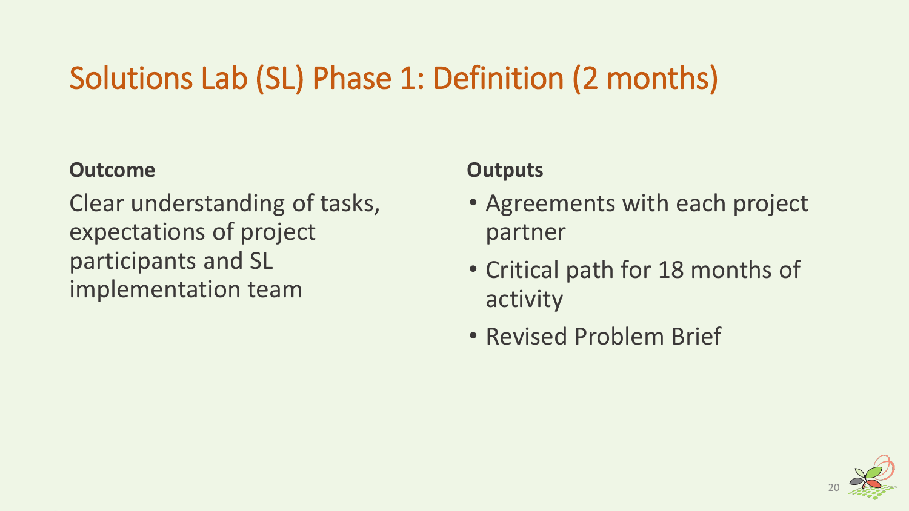# Solutions Lab (SL) Phase 1: Definition (2 months)

**Outcome**

Clear understanding of tasks, expectations of project participants and SL implementation team

**Outputs**

- Agreements with each project partner
- Critical path for 18 months of activity
- Revised Problem Brief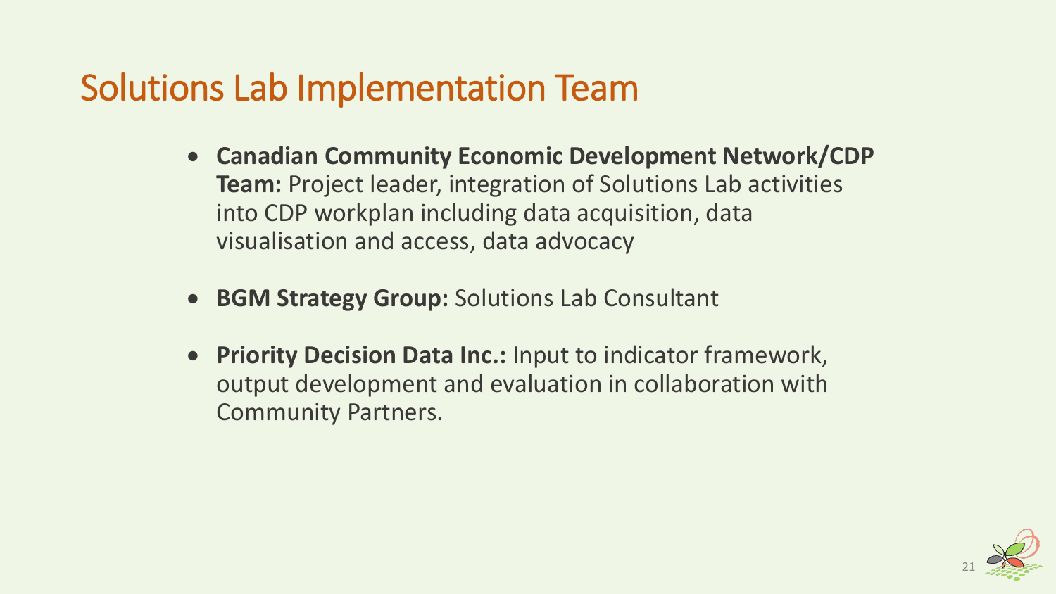# Solutions Lab Implementation Team

- **Canadian Community Economic Development Network/CDP Team:** Project leader, integration of Solutions Lab activities into CDP workplan including data acquisition, data visualisation and access, data advocacy
- **BGM Strategy Group:** Solutions Lab Consultant
- **Priority Decision Data Inc.:** Input to indicator framework, output development and evaluation in collaboration with Community Partners.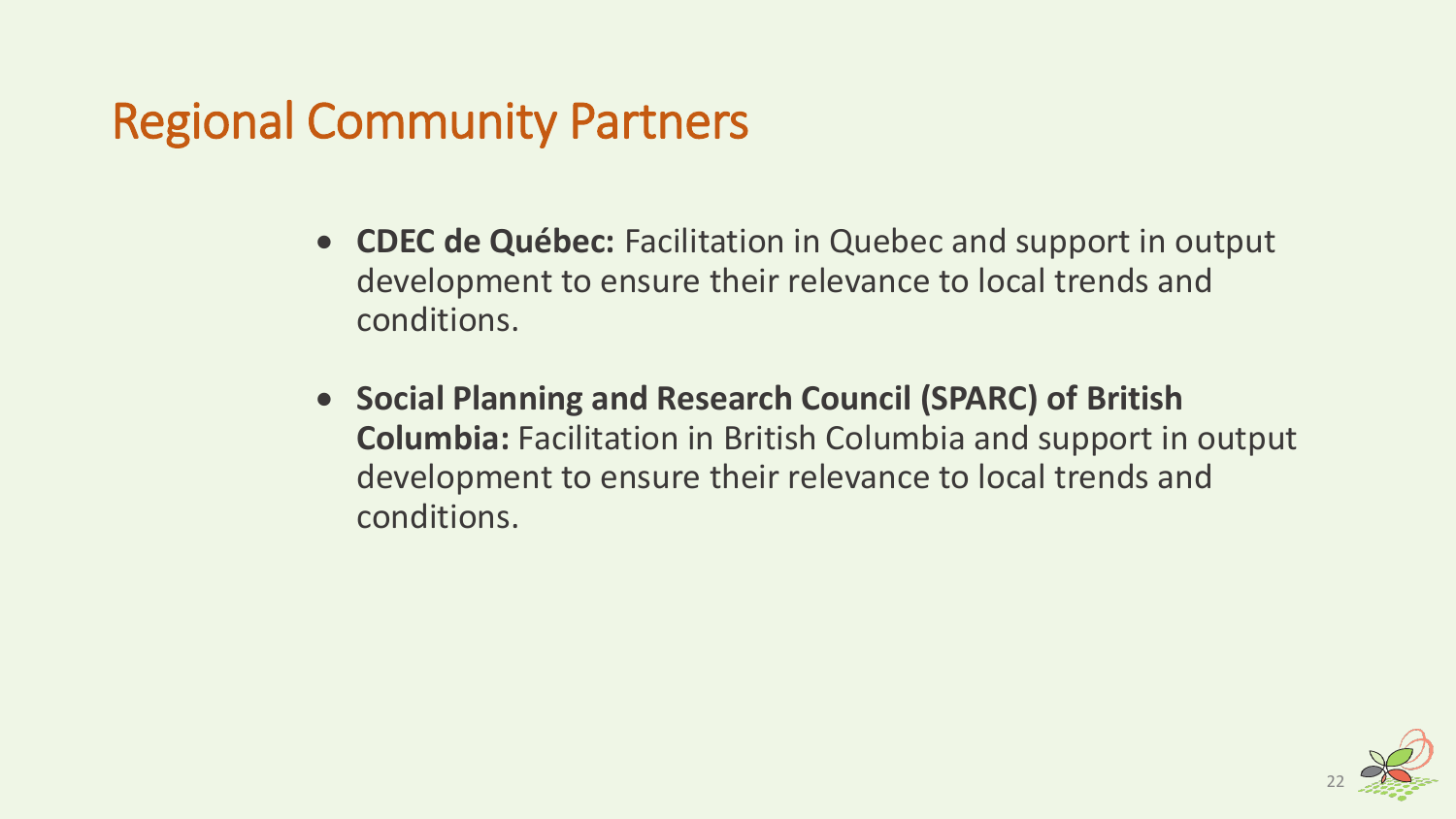# Regional Community Partners

- **CDEC de Québec:** Facilitation in Quebec and support in output development to ensure their relevance to local trends and conditions.
- **Social Planning and Research Council (SPARC) of British Columbia:** Facilitation in British Columbia and support in output development to ensure their relevance to local trends and conditions.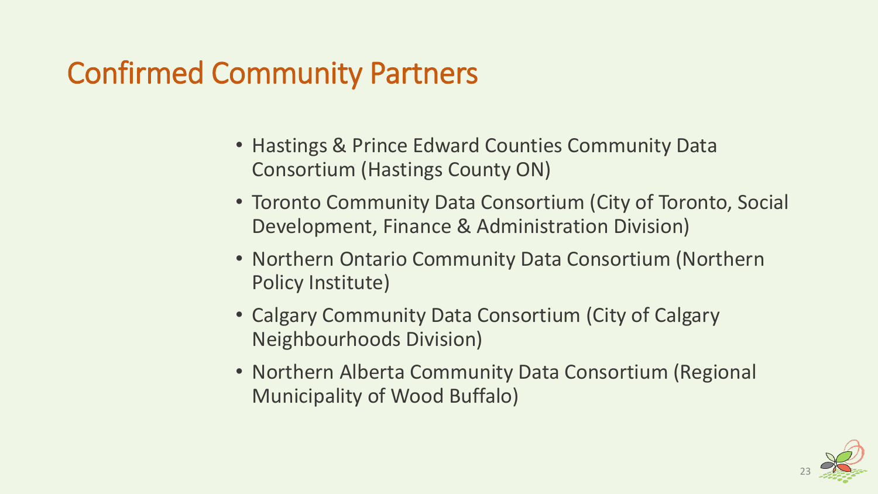# Confirmed Community Partners

- Hastings & Prince Edward Counties Community Data Consortium (Hastings County ON)
- Toronto Community Data Consortium (City of Toronto, Social Development, Finance & Administration Division)
- Northern Ontario Community Data Consortium (Northern Policy Institute)
- Calgary Community Data Consortium (City of Calgary Neighbourhoods Division)
- Northern Alberta Community Data Consortium (Regional Municipality of Wood Buffalo)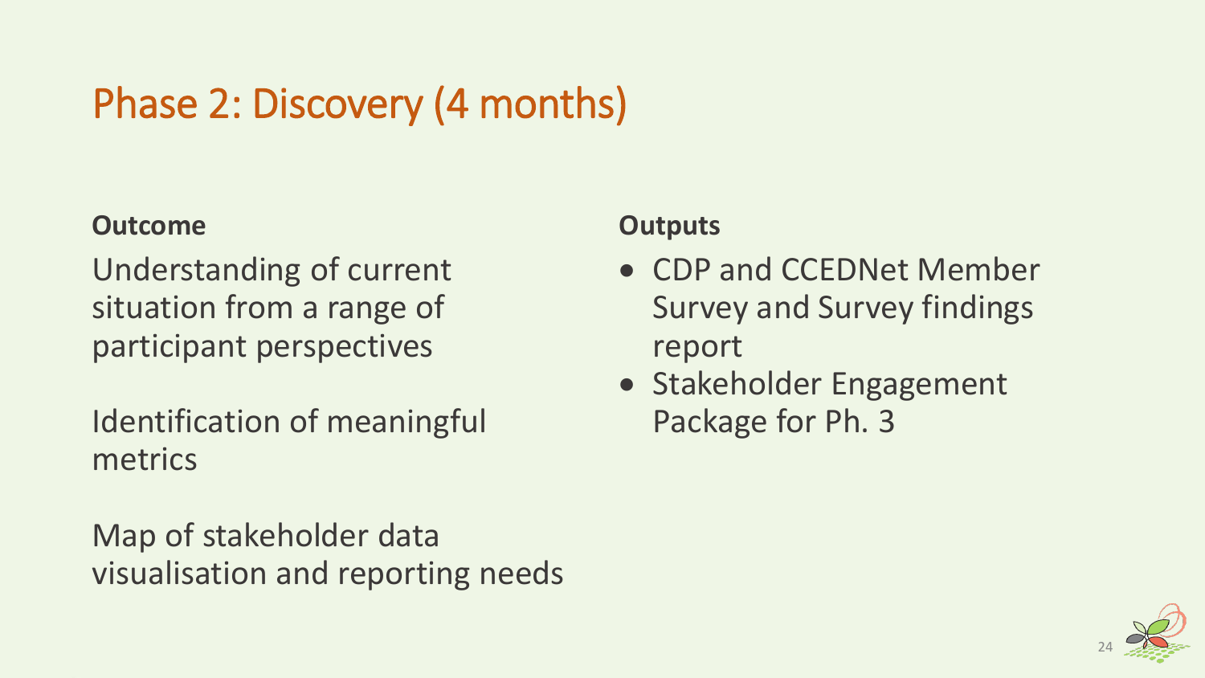# Phase 2: Discovery (4 months)

**Outcome**

Understanding of current situation from a range of participant perspectives

Identification of meaningful metrics

Map of stakeholder data visualisation and reporting needs

**Outputs**

- CDP and CCEDNet Member Survey and Survey findings report
- Stakeholder Engagement Package for Ph. 3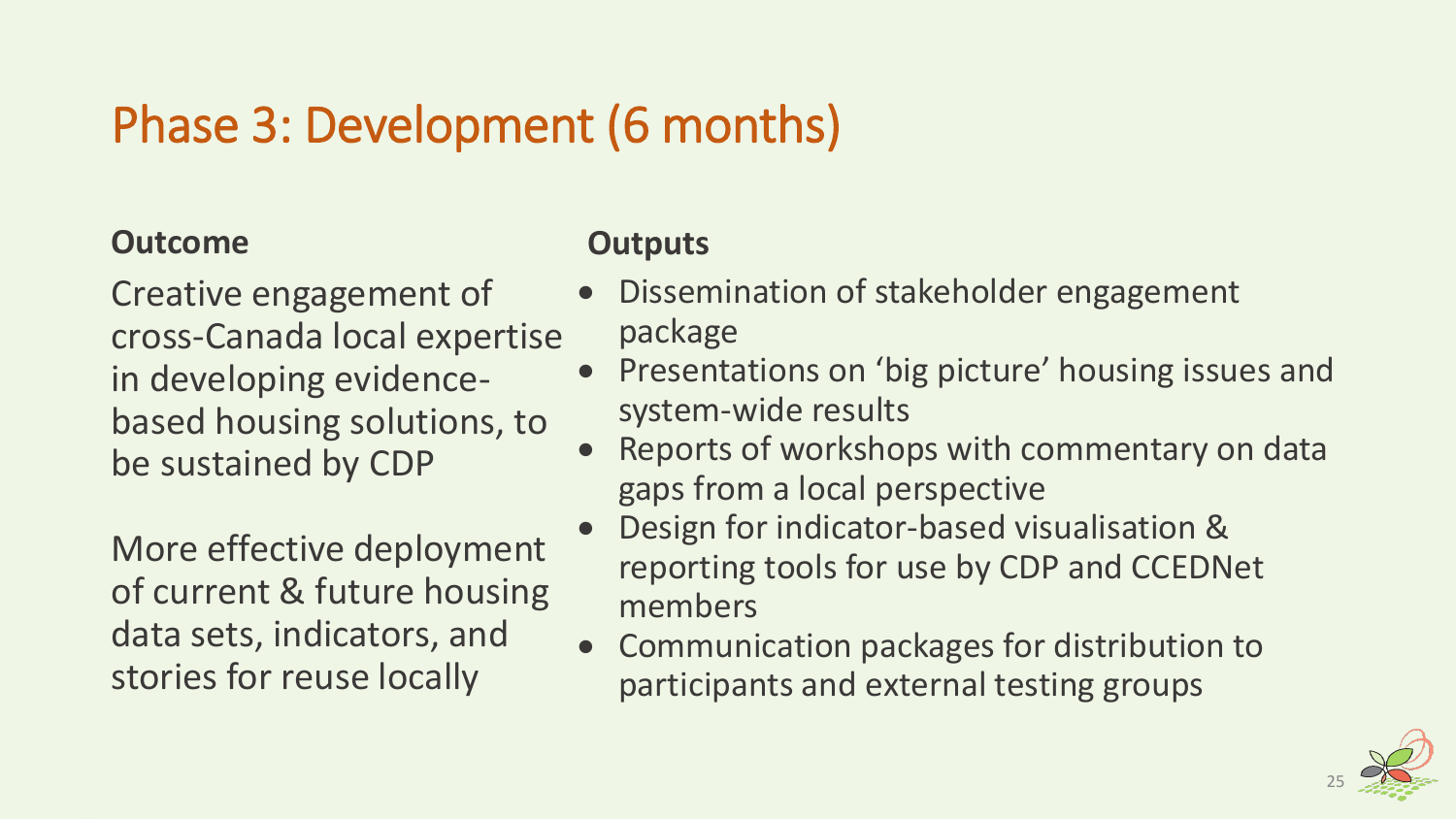# Phase 3: Development (6 months)

**Outcome**

Creative engagement of cross-Canada local expertise in developing evidence-based housing solutions, to be sustained by CDP

More effective deployment of current & future housing data sets, indicators, and stories for reuse locally

**Outputs**

- Dissemination of stakeholder engagement package
- Presentations on 'big picture' housing issues and system-wide results
- Reports of workshops with commentary on data gaps from a local perspective
- Design for indicator-based visualisation & reporting tools for use by CDP and CCEDNet members
- Communication packages for distribution to participants and external testing groups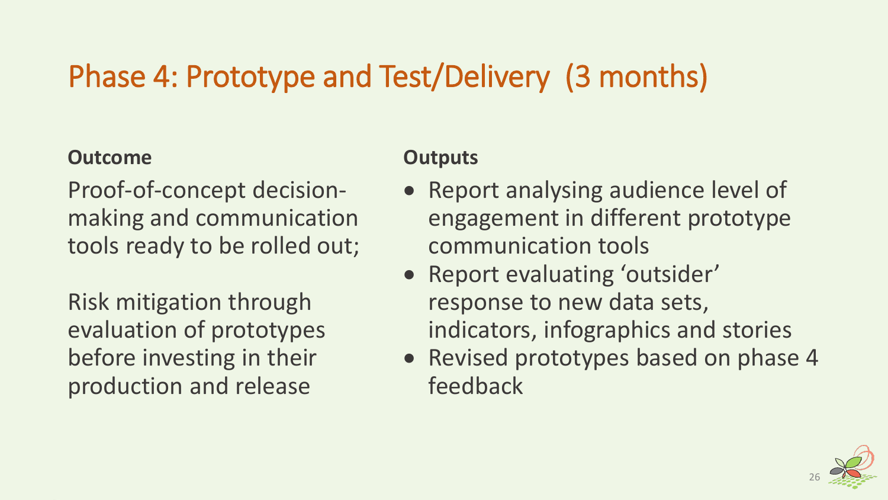# Phase 4: Prototype and Test/Delivery (3 months)

**Outcome**

Proof-of-concept decision-making and communication tools ready to be rolled out;

Risk mitigation through evaluation of prototypes before investing in their production and release

**Outputs**

- Report analysing audience level of engagement in different prototype communication tools
- Report evaluating 'outsider' response to new data sets, indicators, infographics and stories
- Revised prototypes based on phase 4 feedback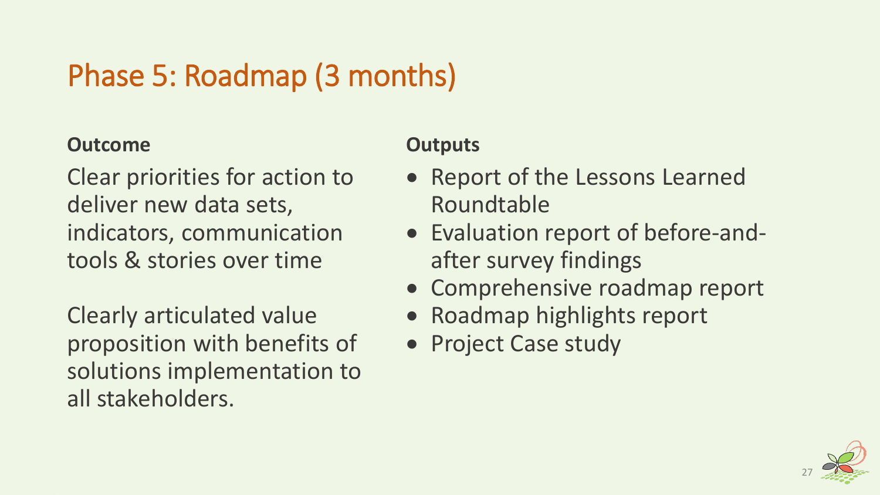# Phase 5: Roadmap (3 months)

**Outcome**

Clear priorities for action to deliver new data sets, indicators, communication tools & stories over time

Clearly articulated value proposition with benefits of solutions implementation to all stakeholders.

**Outputs**

- Report of the Lessons Learned Roundtable
- Evaluation report of before-and-after survey findings
- Comprehensive roadmap report
- Roadmap highlights report
- Project Case study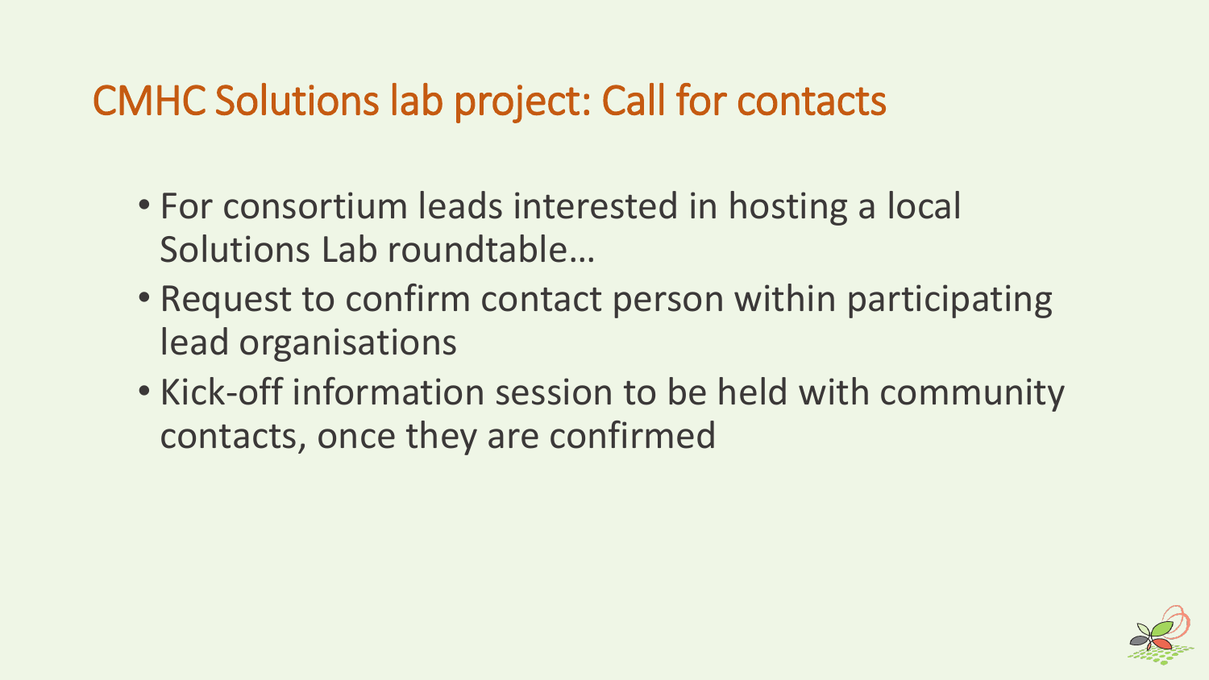# CMHC Solutions lab project: Call for contacts

- For consortium leads interested in hosting a local Solutions Lab roundtable…
- Request to confirm contact person within participating lead organisations
- Kick-off information session to be held with community contacts, once they are confirmed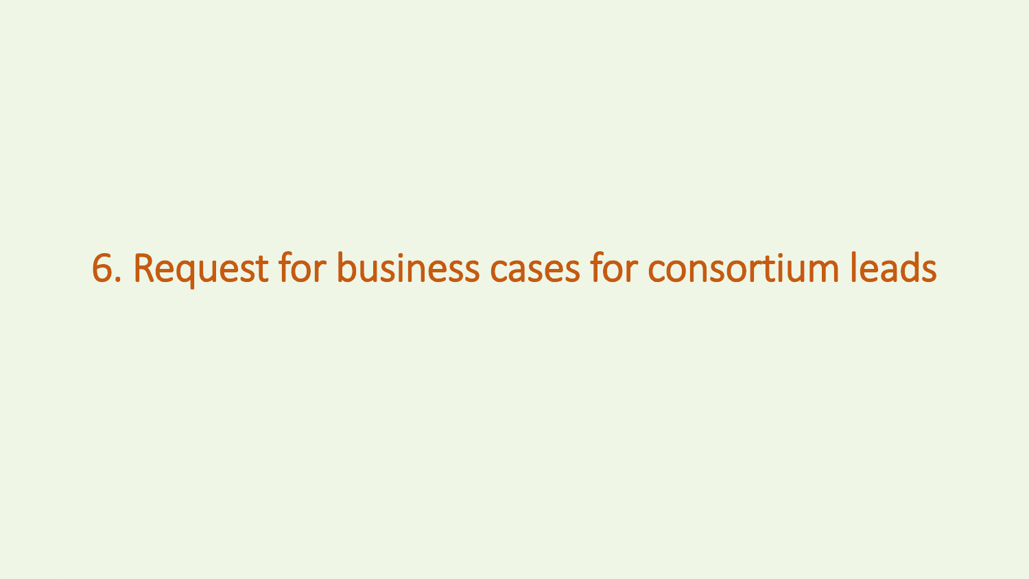# 6. Request for business cases for consortium leads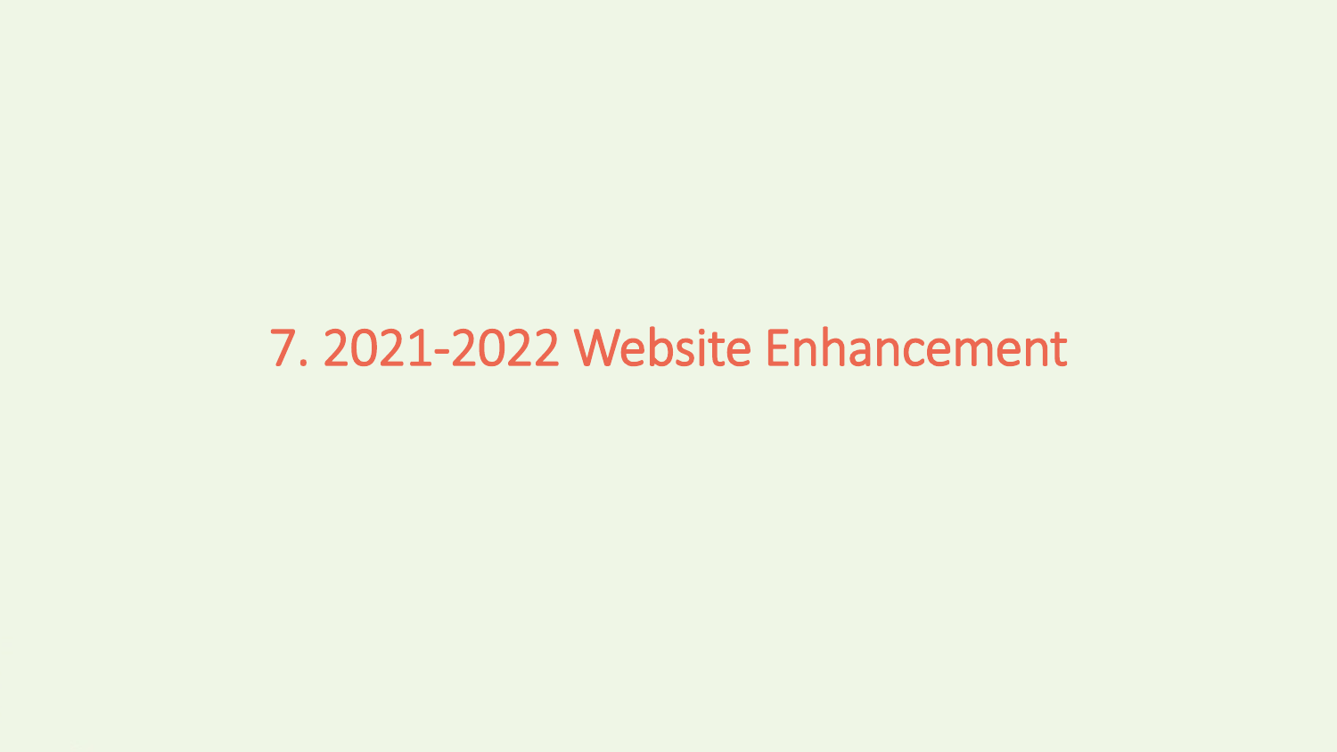# 7. 2021-2022 Website Enhancement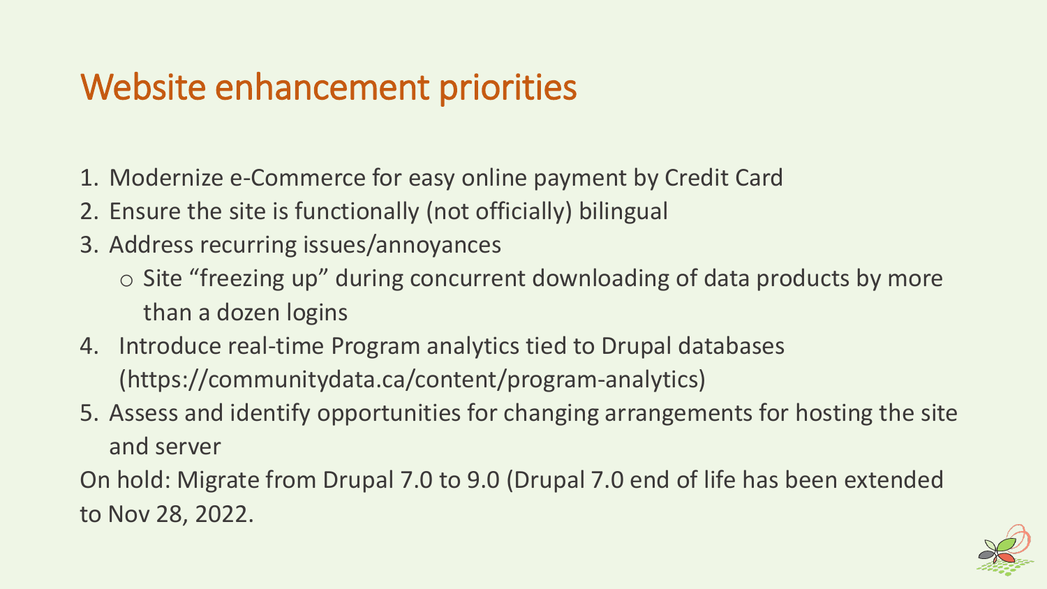# Website enhancement priorities

1. Modernize e-Commerce for easy online payment by Credit Card
2. Ensure the site is functionally (not officially) bilingual
3. Address recurring issues/annoyances
   - Site “freezing up” during concurrent downloading of data products by more than a dozen logins
4. Introduce real-time Program analytics tied to Drupal databases (https://communitydata.ca/content/program-analytics)
5. Assess and identify opportunities for changing arrangements for hosting the site and server

On hold: Migrate from Drupal 7.0 to 9.0 (Drupal 7.0 end of life has been extended to Nov 28, 2022.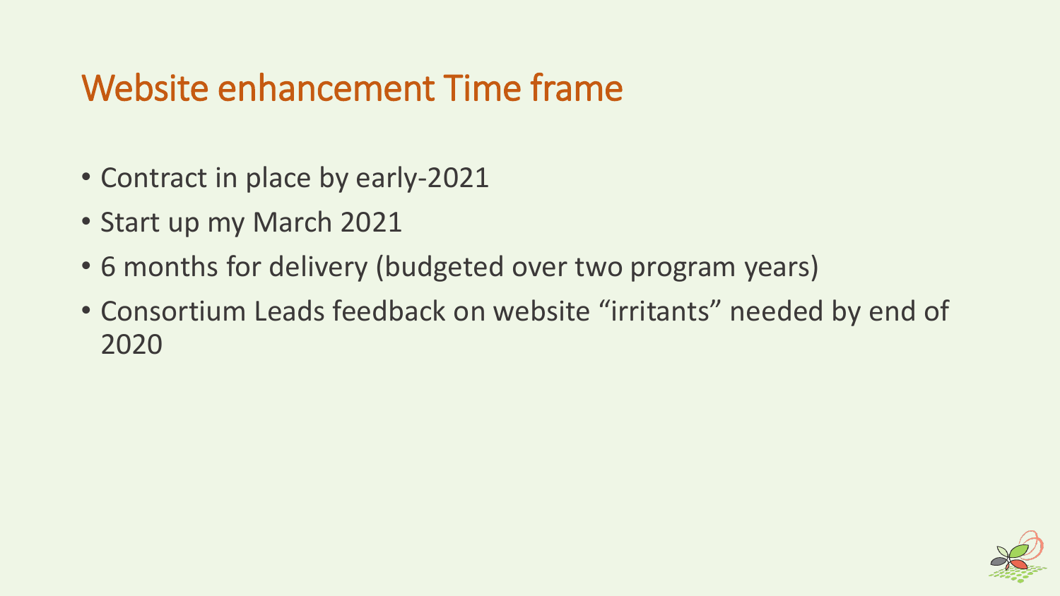## Website enhancement Time frame

- Contract in place by early-2021
- Start up my March 2021
- 6 months for delivery (budgeted over two program years)
- Consortium Leads feedback on website “irritants” needed by end of 2020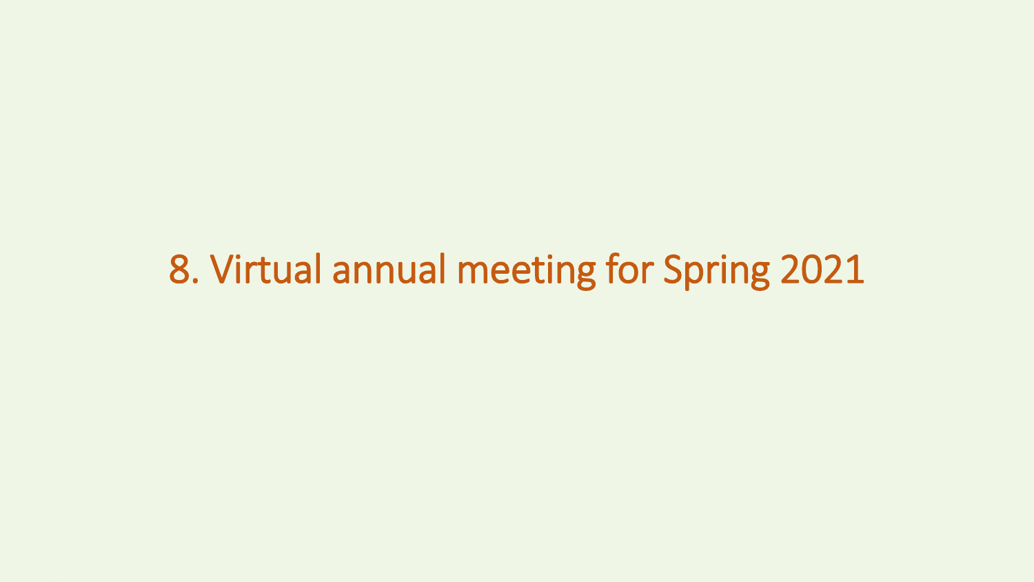# 8. Virtual annual meeting for Spring 2021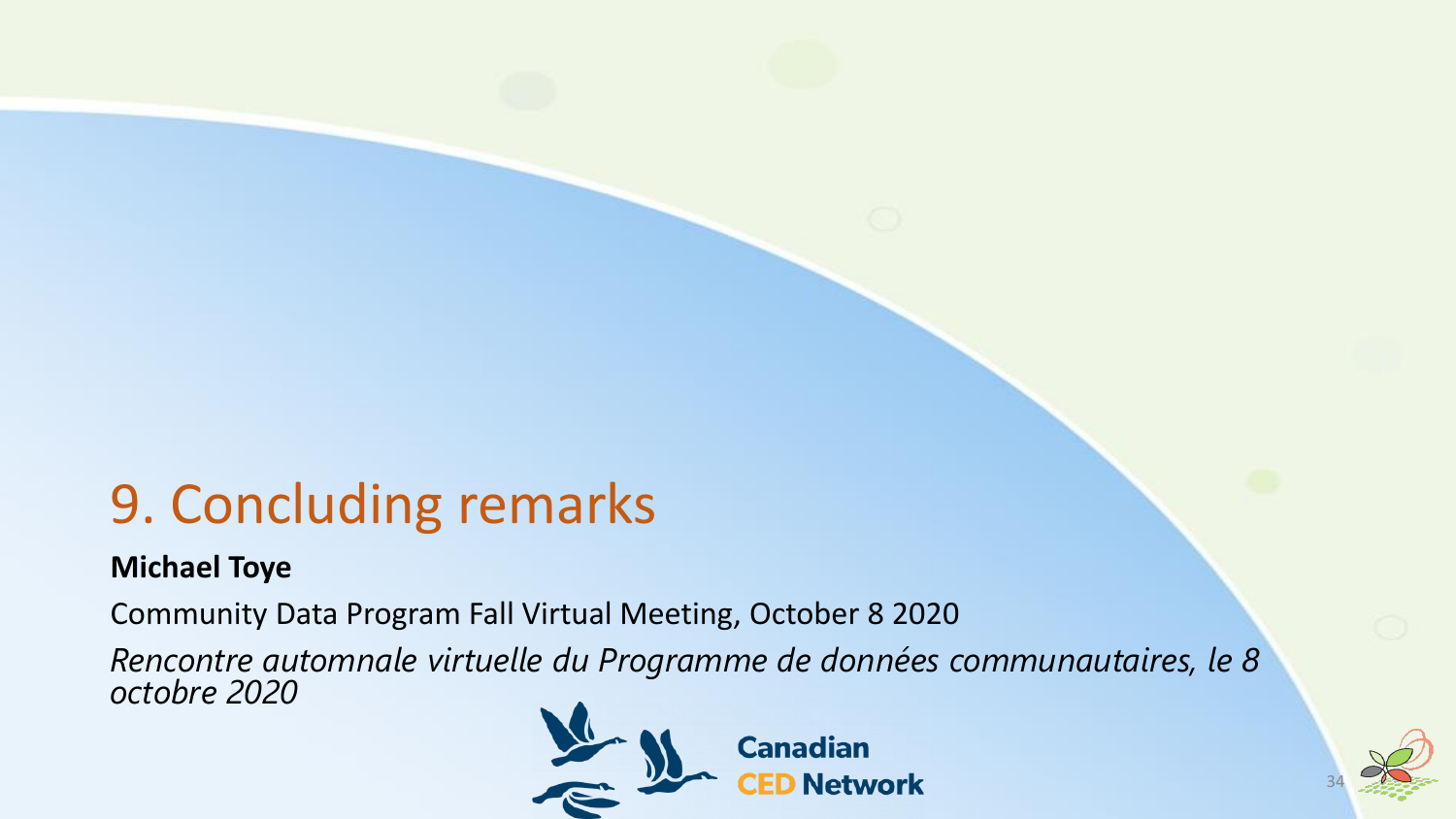# 9. Concluding remarks

**Michael Toye**

Community Data Program Fall Virtual Meeting, October 8 2020

*Rencontre automnale virtuelle du Programme de données communautaires, le 8 octobre 2020*

Canadian CED Network